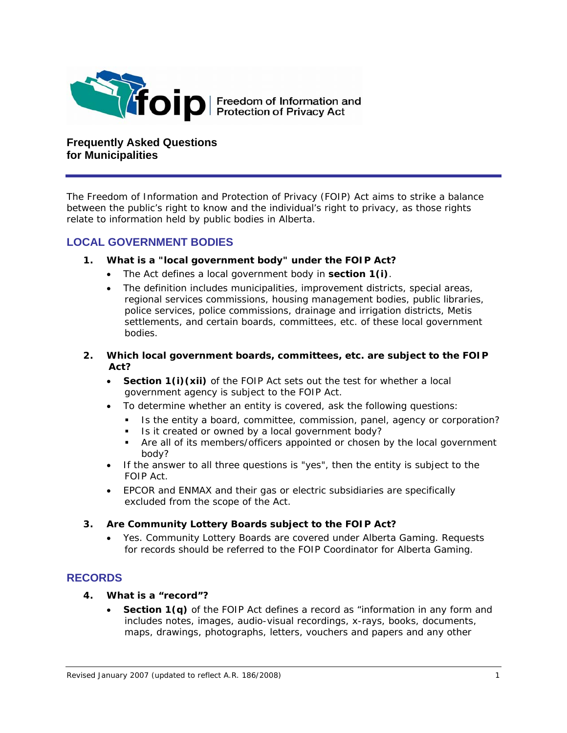foip | Freedom of Information and Protection of Privacy Act

# Frequently Asked Questions for Municipalities

The Freedom of Information and Protection of Privacy (FOIP) Act aims to strike a balance between the public's right to know and the individual's right to privacy, as those rights relate to information held by public bodies in Alberta.

## LOCAL GOVERNMENT BODIES

**1. What is a "local government body" under the FOIP Act?**

- The Act defines a local government body in **section 1(i)**.
- The definition includes municipalities, improvement districts, special areas, regional services commissions, housing management bodies, public libraries, police services, police commissions, drainage and irrigation districts, Metis settlements, and certain boards, committees, etc. of these local government bodies.

**2. Which local government boards, committees, etc. are subject to the FOIP Act?**

- **Section 1(i)(xii)** of the FOIP Act sets out the test for whether a local government agency is subject to the FOIP Act.
- To determine whether an entity is covered, ask the following questions:
  - Is the entity a board, committee, commission, panel, agency or corporation?
  - Is it created or owned by a local government body?
  - Are all of its members/officers appointed or chosen by the local government body?
- If the answer to all three questions is "yes", then the entity is subject to the FOIP Act.
- EPCOR and ENMAX and their gas or electric subsidiaries are specifically excluded from the scope of the Act.

**3. Are Community Lottery Boards subject to the FOIP Act?**

- Yes. Community Lottery Boards are covered under Alberta Gaming. Requests for records should be referred to the FOIP Coordinator for Alberta Gaming.

## RECORDS

**4. What is a "record"?**

- **Section 1(q)** of the FOIP Act defines a record as "information in any form and includes notes, images, audio-visual recordings, x-rays, books, documents, maps, drawings, photographs, letters, vouchers and papers and any other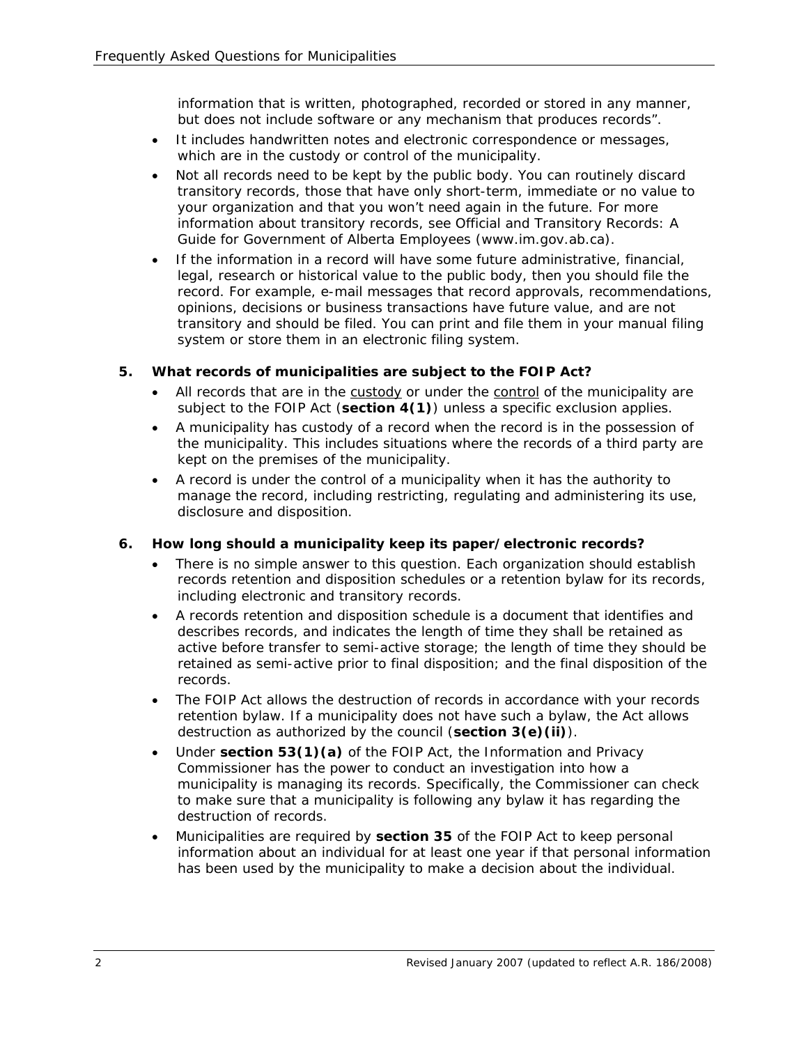information that is written, photographed, recorded or stored in any manner, but does not include software or any mechanism that produces records".

- It includes handwritten notes and electronic correspondence or messages, which are in the custody or control of the municipality.
- Not all records need to be kept by the public body. You can routinely discard transitory records, those that have only short-term, immediate or no value to your organization and that you won't need again in the future. For more information about transitory records, see Official and Transitory Records: A Guide for Government of Alberta Employees (www.im.gov.ab.ca).
- If the information in a record will have some future administrative, financial, legal, research or historical value to the public body, then you should file the record. For example, e-mail messages that record approvals, recommendations, opinions, decisions or business transactions have future value, and are not transitory and should be filed. You can print and file them in your manual filing system or store them in an electronic filing system.

**5. What records of municipalities are subject to the FOIP Act?**

- All records that are in the custody or under the control of the municipality are subject to the FOIP Act (**section 4(1)**) unless a specific exclusion applies.
- A municipality has custody of a record when the record is in the possession of the municipality. This includes situations where the records of a third party are kept on the premises of the municipality.
- A record is under the control of a municipality when it has the authority to manage the record, including restricting, regulating and administering its use, disclosure and disposition.

**6. How long should a municipality keep its paper/electronic records?**

- There is no simple answer to this question. Each organization should establish records retention and disposition schedules or a retention bylaw for its records, including electronic and transitory records.
- A records retention and disposition schedule is a document that identifies and describes records, and indicates the length of time they shall be retained as active before transfer to semi-active storage; the length of time they should be retained as semi-active prior to final disposition; and the final disposition of the records.
- The FOIP Act allows the destruction of records in accordance with your records retention bylaw. If a municipality does not have such a bylaw, the Act allows destruction as authorized by the council (**section 3(e)(ii)**).
- Under **section 53(1)(a)** of the FOIP Act, the Information and Privacy Commissioner has the power to conduct an investigation into how a municipality is managing its records. Specifically, the Commissioner can check to make sure that a municipality is following any bylaw it has regarding the destruction of records.
- Municipalities are required by **section 35** of the FOIP Act to keep personal information about an individual for at least one year if that personal information has been used by the municipality to make a decision about the individual.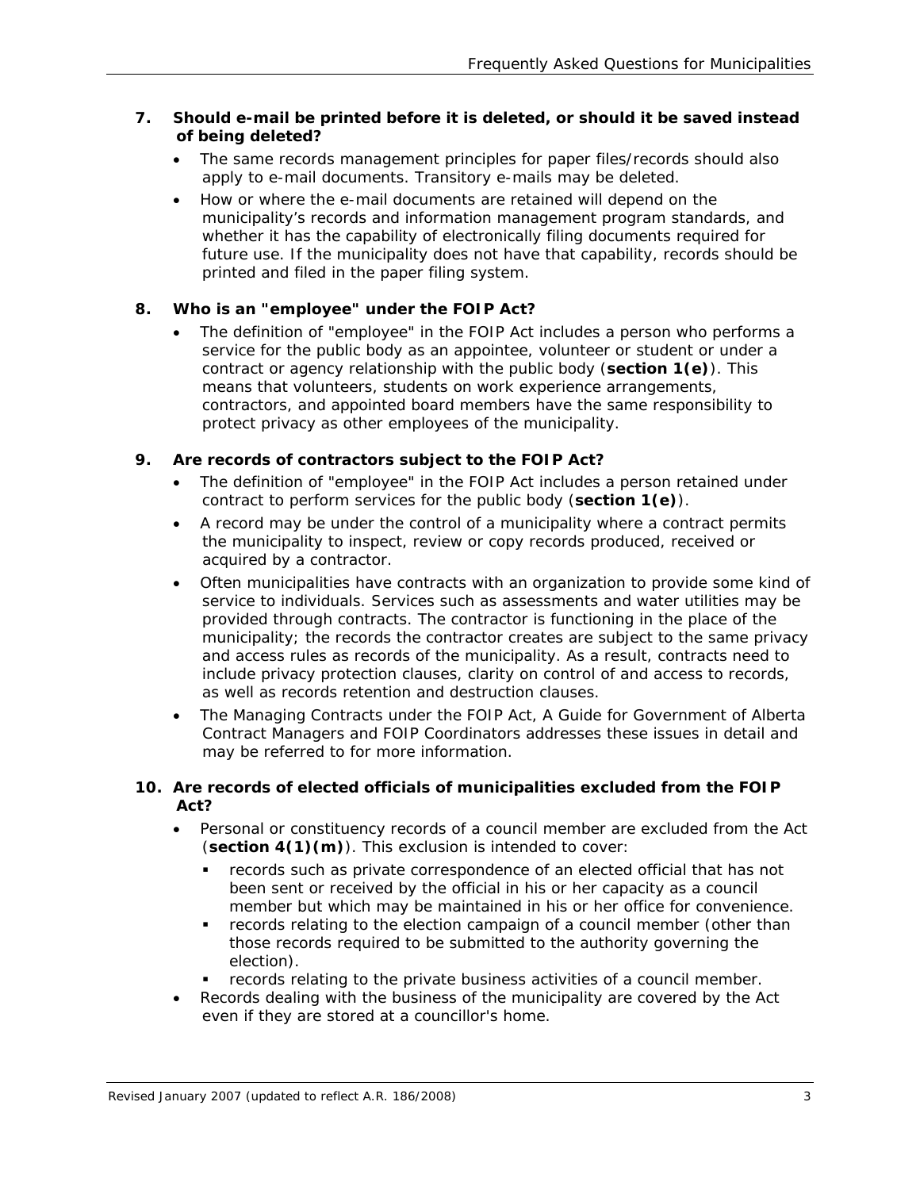**7. Should e-mail be printed before it is deleted, or should it be saved instead of being deleted?**

- The same records management principles for paper files/records should also apply to e-mail documents. Transitory e-mails may be deleted.
- How or where the e-mail documents are retained will depend on the municipality's records and information management program standards, and whether it has the capability of electronically filing documents required for future use. If the municipality does not have that capability, records should be printed and filed in the paper filing system.

**8. Who is an "employee" under the FOIP Act?**

- The definition of "employee" in the FOIP Act includes a person who performs a service for the public body as an appointee, volunteer or student or under a contract or agency relationship with the public body (**section 1(e)**). This means that volunteers, students on work experience arrangements, contractors, and appointed board members have the same responsibility to protect privacy as other employees of the municipality.

**9. Are records of contractors subject to the FOIP Act?**

- The definition of "employee" in the FOIP Act includes a person retained under contract to perform services for the public body (**section 1(e)**).
- A record may be under the control of a municipality where a contract permits the municipality to inspect, review or copy records produced, received or acquired by a contractor.
- Often municipalities have contracts with an organization to provide some kind of service to individuals. Services such as assessments and water utilities may be provided through contracts. The contractor is functioning in the place of the municipality; the records the contractor creates are subject to the same privacy and access rules as records of the municipality. As a result, contracts need to include privacy protection clauses, clarity on control of and access to records, as well as records retention and destruction clauses.
- The *Managing Contracts under the FOIP Act, A Guide for Government of Alberta Contract Managers and FOIP Coordinators* addresses these issues in detail and may be referred to for more information.

**10. Are records of elected officials of municipalities excluded from the FOIP Act?**

- Personal or constituency records of a council member are excluded from the Act (**section 4(1)(m)**). This exclusion is intended to cover:
  - records such as private correspondence of an elected official that has not been sent or received by the official in his or her capacity as a council member but which may be maintained in his or her office for convenience.
  - records relating to the election campaign of a council member (other than those records required to be submitted to the authority governing the election).
  - records relating to the private business activities of a council member.
- Records dealing with the business of the municipality are covered by the Act even if they are stored at a councillor's home.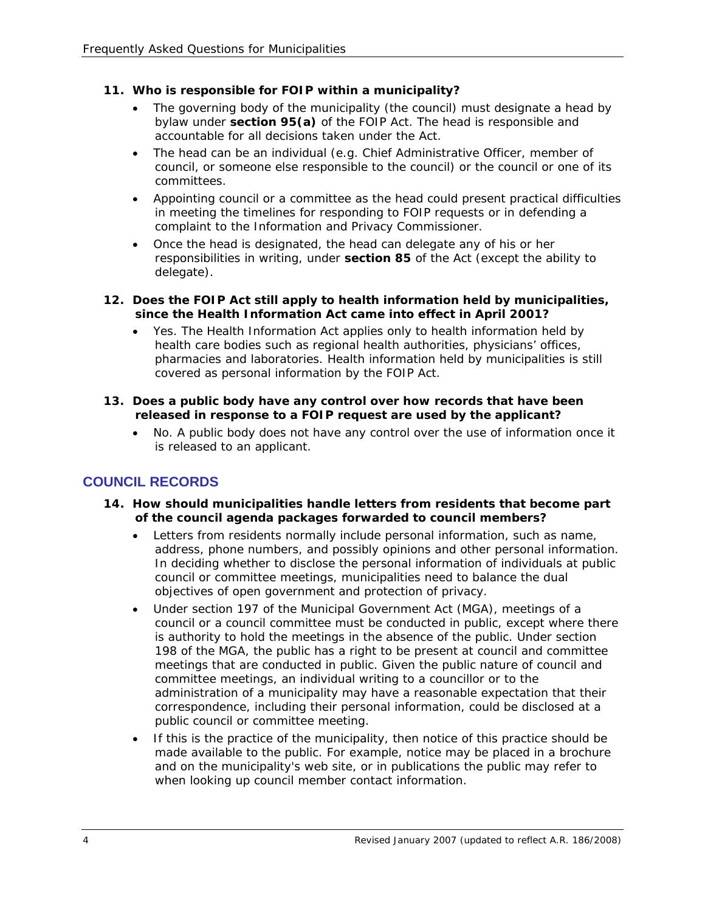**11. Who is responsible for FOIP within a municipality?**

- The governing body of the municipality (the council) must designate a head by bylaw under **section 95(a)** of the FOIP Act. The head is responsible and accountable for all decisions taken under the Act.
- The head can be an individual (e.g. Chief Administrative Officer, member of council, or someone else responsible to the council) or the council or one of its committees.
- Appointing council or a committee as the head could present practical difficulties in meeting the timelines for responding to FOIP requests or in defending a complaint to the Information and Privacy Commissioner.
- Once the head is designated, the head can delegate any of his or her responsibilities in writing, under **section 85** of the Act (except the ability to delegate).

**12. Does the FOIP Act still apply to health information held by municipalities, since the Health Information Act came into effect in April 2001?**

- Yes. The Health Information Act applies only to health information held by health care bodies such as regional health authorities, physicians' offices, pharmacies and laboratories. Health information held by municipalities is still covered as personal information by the FOIP Act.

**13. Does a public body have any control over how records that have been released in response to a FOIP request are used by the applicant?**

- No. A public body does not have any control over the use of information once it is released to an applicant.

## COUNCIL RECORDS

**14. How should municipalities handle letters from residents that become part of the council agenda packages forwarded to council members?**

- Letters from residents normally include personal information, such as name, address, phone numbers, and possibly opinions and other personal information. In deciding whether to disclose the personal information of individuals at public council or committee meetings, municipalities need to balance the dual objectives of open government and protection of privacy.
- Under section 197 of the Municipal Government Act (MGA), meetings of a council or a council committee must be conducted in public, except where there is authority to hold the meetings in the absence of the public. Under section 198 of the MGA, the public has a right to be present at council and committee meetings that are conducted in public. Given the public nature of council and committee meetings, an individual writing to a councillor or to the administration of a municipality may have a reasonable expectation that their correspondence, including their personal information, could be disclosed at a public council or committee meeting.
- If this is the practice of the municipality, then notice of this practice should be made available to the public. For example, notice may be placed in a brochure and on the municipality's web site, or in publications the public may refer to when looking up council member contact information.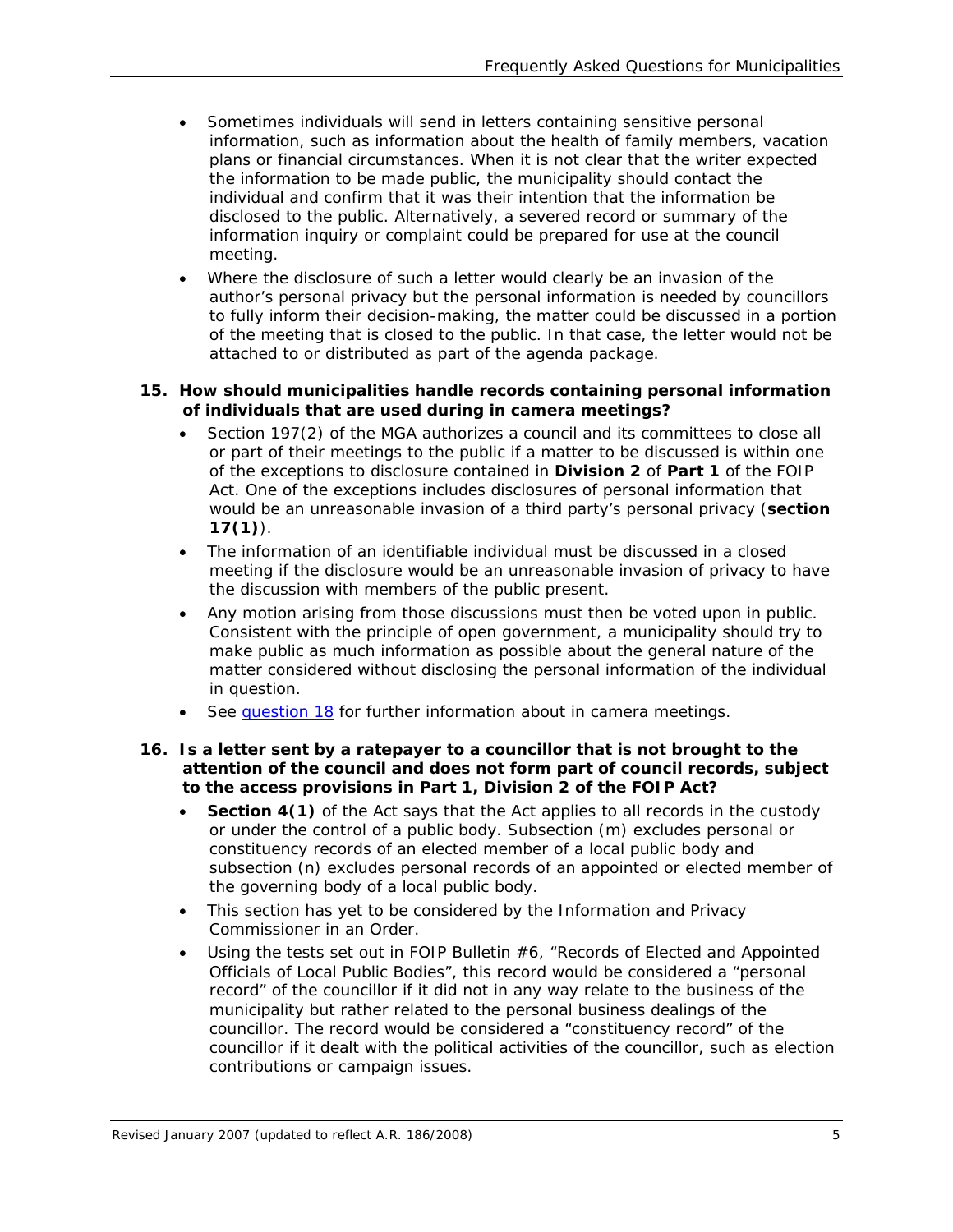- Sometimes individuals will send in letters containing sensitive personal information, such as information about the health of family members, vacation plans or financial circumstances. When it is not clear that the writer expected the information to be made public, the municipality should contact the individual and confirm that it was their intention that the information be disclosed to the public. Alternatively, a severed record or summary of the information inquiry or complaint could be prepared for use at the council meeting.
- Where the disclosure of such a letter would clearly be an invasion of the author's personal privacy but the personal information is needed by councillors to fully inform their decision-making, the matter could be discussed in a portion of the meeting that is closed to the public. In that case, the letter would not be attached to or distributed as part of the agenda package.

**15. How should municipalities handle records containing personal information of individuals that are used during in camera meetings?**

- Section 197(2) of the MGA authorizes a council and its committees to close all or part of their meetings to the public if a matter to be discussed is within one of the exceptions to disclosure contained in **Division 2** of **Part 1** of the FOIP Act. One of the exceptions includes disclosures of personal information that would be an unreasonable invasion of a third party's personal privacy (**section 17(1)**).
- The information of an identifiable individual must be discussed in a closed meeting if the disclosure would be an unreasonable invasion of privacy to have the discussion with members of the public present.
- Any motion arising from those discussions must then be voted upon in public. Consistent with the principle of open government, a municipality should try to make public as much information as possible about the general nature of the matter considered without disclosing the personal information of the individual in question.
- See question 18 for further information about in camera meetings.

**16. Is a letter sent by a ratepayer to a councillor that is not brought to the attention of the council and does not form part of council records, subject to the access provisions in Part 1, Division 2 of the FOIP Act?**

- **Section 4(1)** of the Act says that the Act applies to all records in the custody or under the control of a public body. Subsection (m) excludes personal or constituency records of an elected member of a local public body and subsection (n) excludes personal records of an appointed or elected member of the governing body of a local public body.
- This section has yet to be considered by the Information and Privacy Commissioner in an Order.
- Using the tests set out in FOIP Bulletin #6, "Records of Elected and Appointed Officials of Local Public Bodies", this record would be considered a "personal record" of the councillor if it did not in any way relate to the business of the municipality but rather related to the personal business dealings of the councillor. The record would be considered a "constituency record" of the councillor if it dealt with the political activities of the councillor, such as election contributions or campaign issues.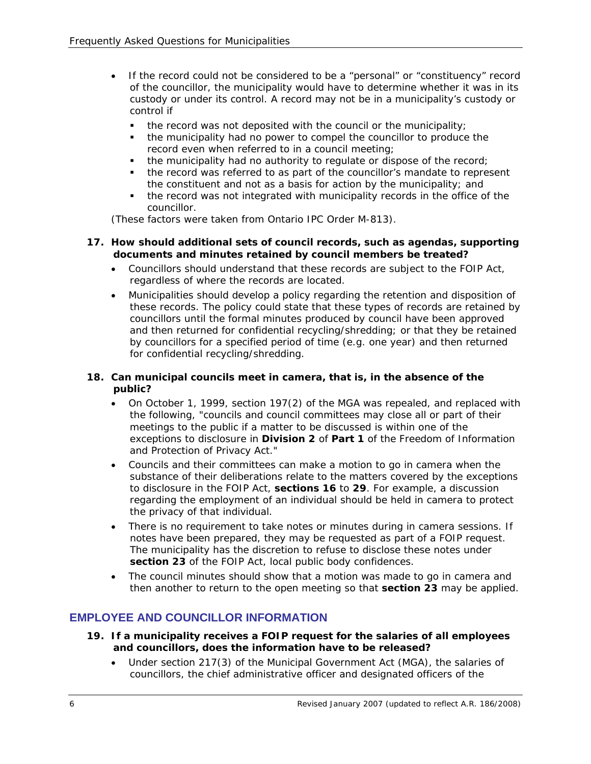- If the record could not be considered to be a "personal" or "constituency" record of the councillor, the municipality would have to determine whether it was in its custody or under its control. A record may not be in a municipality's custody or control if
  - the record was not deposited with the council or the municipality;
  - the municipality had no power to compel the councillor to produce the record even when referred to in a council meeting;
  - the municipality had no authority to regulate or dispose of the record;
  - the record was referred to as part of the councillor's mandate to represent the constituent and not as a basis for action by the municipality; and
  - the record was not integrated with municipality records in the office of the councillor.

(These factors were taken from Ontario IPC Order M-813).

**17. How should additional sets of council records, such as agendas, supporting documents and minutes retained by council members be treated?**

- Councillors should understand that these records are subject to the FOIP Act, regardless of where the records are located.
- Municipalities should develop a policy regarding the retention and disposition of these records. The policy could state that these types of records are retained by councillors until the formal minutes produced by council have been approved and then returned for confidential recycling/shredding; or that they be retained by councillors for a specified period of time (e.g. one year) and then returned for confidential recycling/shredding.

**18. Can municipal councils meet in camera, that is, in the absence of the public?**

- On October 1, 1999, section 197(2) of the MGA was repealed, and replaced with the following, "councils and council committees may close all or part of their meetings to the public if a matter to be discussed is within one of the exceptions to disclosure in **Division 2** of **Part 1** of the Freedom of Information and Protection of Privacy Act."
- Councils and their committees can make a motion to go in camera when the substance of their deliberations relate to the matters covered by the exceptions to disclosure in the FOIP Act, **sections 16** to **29**. For example, a discussion regarding the employment of an individual should be held in camera to protect the privacy of that individual.
- There is no requirement to take notes or minutes during in camera sessions. If notes have been prepared, they may be requested as part of a FOIP request. The municipality has the discretion to refuse to disclose these notes under **section 23** of the FOIP Act, local public body confidences.
- The council minutes should show that a motion was made to go in camera and then another to return to the open meeting so that **section 23** may be applied.

## EMPLOYEE AND COUNCILLOR INFORMATION

**19. If a municipality receives a FOIP request for the salaries of all employees and councillors, does the information have to be released?**

- Under section 217(3) of the Municipal Government Act (MGA), the salaries of councillors, the chief administrative officer and designated officers of the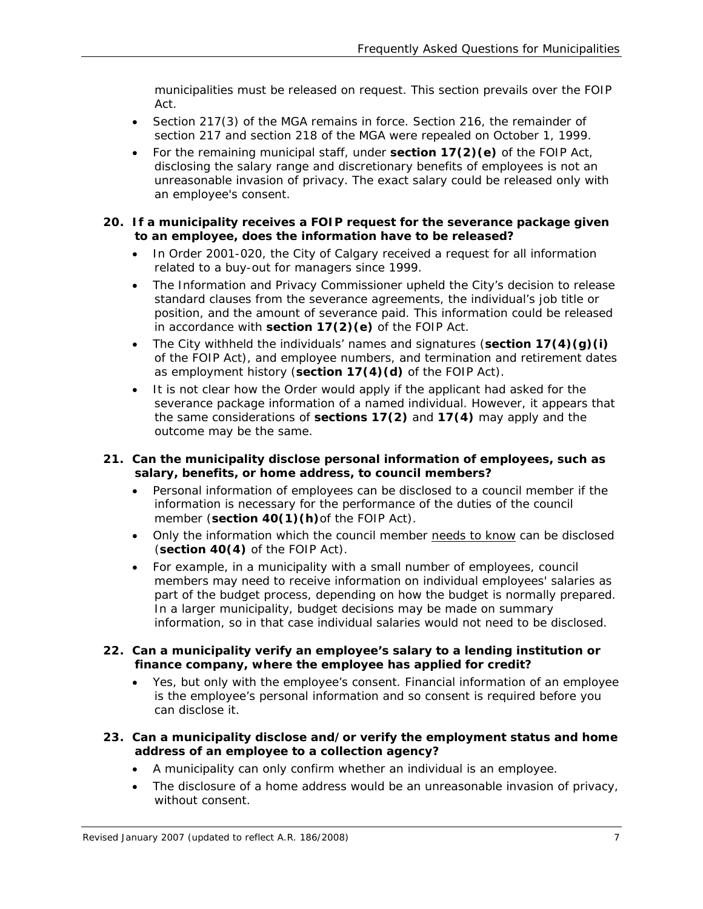municipalities must be released on request. This section prevails over the FOIP Act.

- Section 217(3) of the MGA remains in force. Section 216, the remainder of section 217 and section 218 of the MGA were repealed on October 1, 1999.
- For the remaining municipal staff, under **section 17(2)(e)** of the FOIP Act, disclosing the salary range and discretionary benefits of employees is not an unreasonable invasion of privacy. The exact salary could be released only with an employee's consent.

**20. If a municipality receives a FOIP request for the severance package given to an employee, does the information have to be released?**

- In Order 2001-020, the City of Calgary received a request for all information related to a buy-out for managers since 1999.
- The Information and Privacy Commissioner upheld the City's decision to release standard clauses from the severance agreements, the individual's job title or position, and the amount of severance paid. This information could be released in accordance with **section 17(2)(e)** of the FOIP Act.
- The City withheld the individuals' names and signatures (**section 17(4)(g)(i)** of the FOIP Act), and employee numbers, and termination and retirement dates as employment history (**section 17(4)(d)** of the FOIP Act).
- It is not clear how the Order would apply if the applicant had asked for the severance package information of a named individual. However, it appears that the same considerations of **sections 17(2)** and **17(4)** may apply and the outcome may be the same.

**21. Can the municipality disclose personal information of employees, such as salary, benefits, or home address, to council members?**

- Personal information of employees can be disclosed to a council member if the information is necessary for the performance of the duties of the council member (**section 40(1)(h)** of the FOIP Act).
- Only the information which the council member <u>needs to know</u> can be disclosed (**section 40(4)** of the FOIP Act).
- For example, in a municipality with a small number of employees, council members may need to receive information on individual employees' salaries as part of the budget process, depending on how the budget is normally prepared. In a larger municipality, budget decisions may be made on summary information, so in that case individual salaries would not need to be disclosed.

**22. Can a municipality verify an employee's salary to a lending institution or finance company, where the employee has applied for credit?**

- Yes, but only with the employee's consent. Financial information of an employee is the employee's personal information and so consent is required before you can disclose it.

**23. Can a municipality disclose and/or verify the employment status and home address of an employee to a collection agency?**

- A municipality can only confirm whether an individual is an employee.
- The disclosure of a home address would be an unreasonable invasion of privacy, without consent.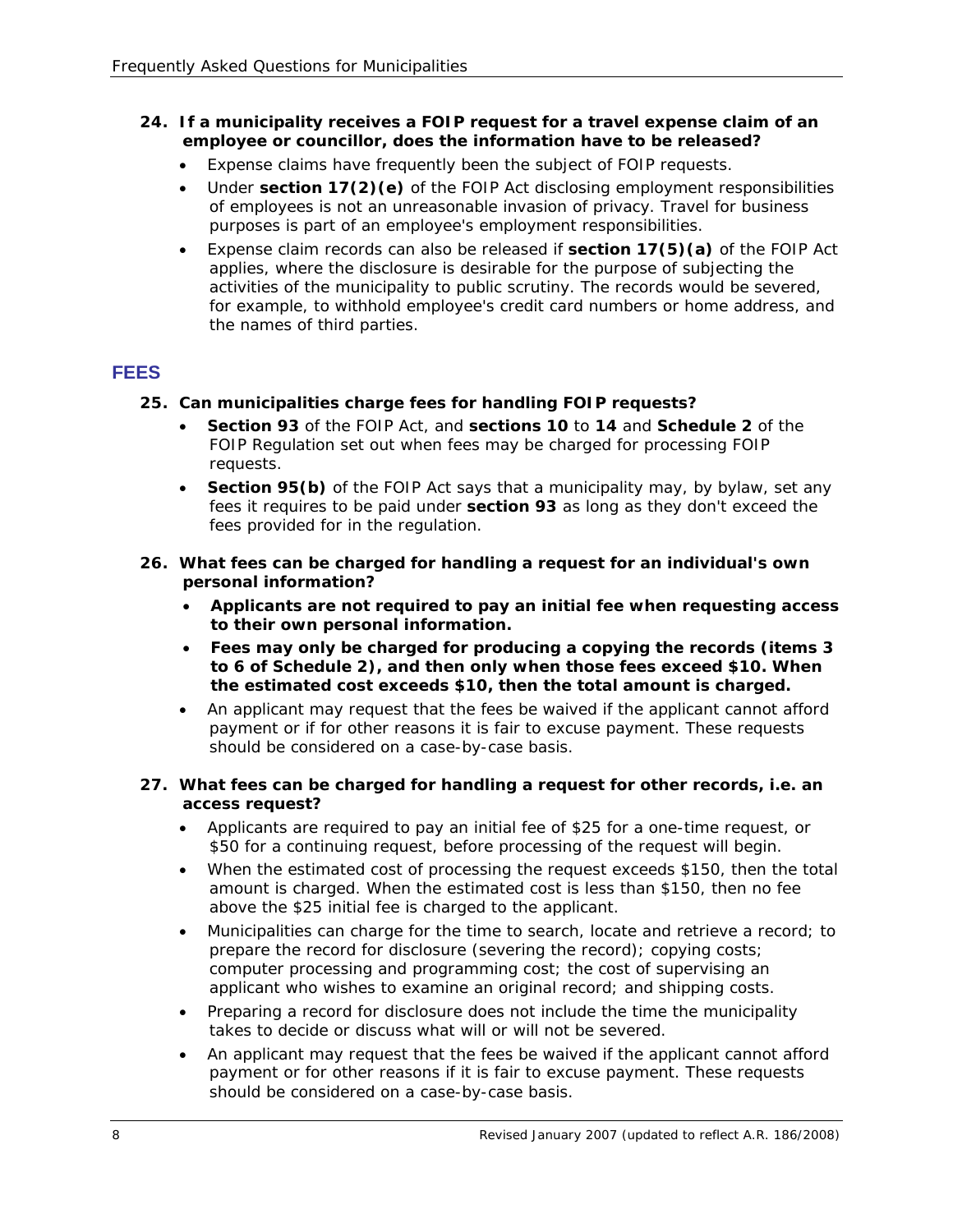**24. If a municipality receives a FOIP request for a travel expense claim of an employee or councillor, does the information have to be released?**

- Expense claims have frequently been the subject of FOIP requests.
- Under **section 17(2)(e)** of the FOIP Act disclosing employment responsibilities of employees is not an unreasonable invasion of privacy. Travel for business purposes is part of an employee's employment responsibilities.
- Expense claim records can also be released if **section 17(5)(a)** of the FOIP Act applies, where the disclosure is desirable for the purpose of subjecting the activities of the municipality to public scrutiny. The records would be severed, for example, to withhold employee's credit card numbers or home address, and the names of third parties.

## FEES

**25. Can municipalities charge fees for handling FOIP requests?**

- **Section 93** of the FOIP Act, and **sections 10** to **14** and **Schedule 2** of the FOIP Regulation set out when fees may be charged for processing FOIP requests.
- **Section 95(b)** of the FOIP Act says that a municipality may, by bylaw, set any fees it requires to be paid under **section 93** as long as they don't exceed the fees provided for in the regulation.

**26. What fees can be charged for handling a request for an individual's own personal information?**

- **Applicants are not required to pay an initial fee when requesting access to their own personal information.**
- **Fees may only be charged for producing a copying the records (items 3 to 6 of Schedule 2), and then only when those fees exceed $10. When the estimated cost exceeds $10, then the total amount is charged.**
- An applicant may request that the fees be waived if the applicant cannot afford payment or if for other reasons it is fair to excuse payment. These requests should be considered on a case-by-case basis.

**27. What fees can be charged for handling a request for other records, i.e. an access request?**

- Applicants are required to pay an initial fee of $25 for a one-time request, or $50 for a continuing request, before processing of the request will begin.
- When the estimated cost of processing the request exceeds $150, then the total amount is charged. When the estimated cost is less than $150, then no fee above the $25 initial fee is charged to the applicant.
- Municipalities can charge for the time to search, locate and retrieve a record; to prepare the record for disclosure (severing the record); copying costs; computer processing and programming cost; the cost of supervising an applicant who wishes to examine an original record; and shipping costs.
- Preparing a record for disclosure does not include the time the municipality takes to decide or discuss what will or will not be severed.
- An applicant may request that the fees be waived if the applicant cannot afford payment or for other reasons if it is fair to excuse payment. These requests should be considered on a case-by-case basis.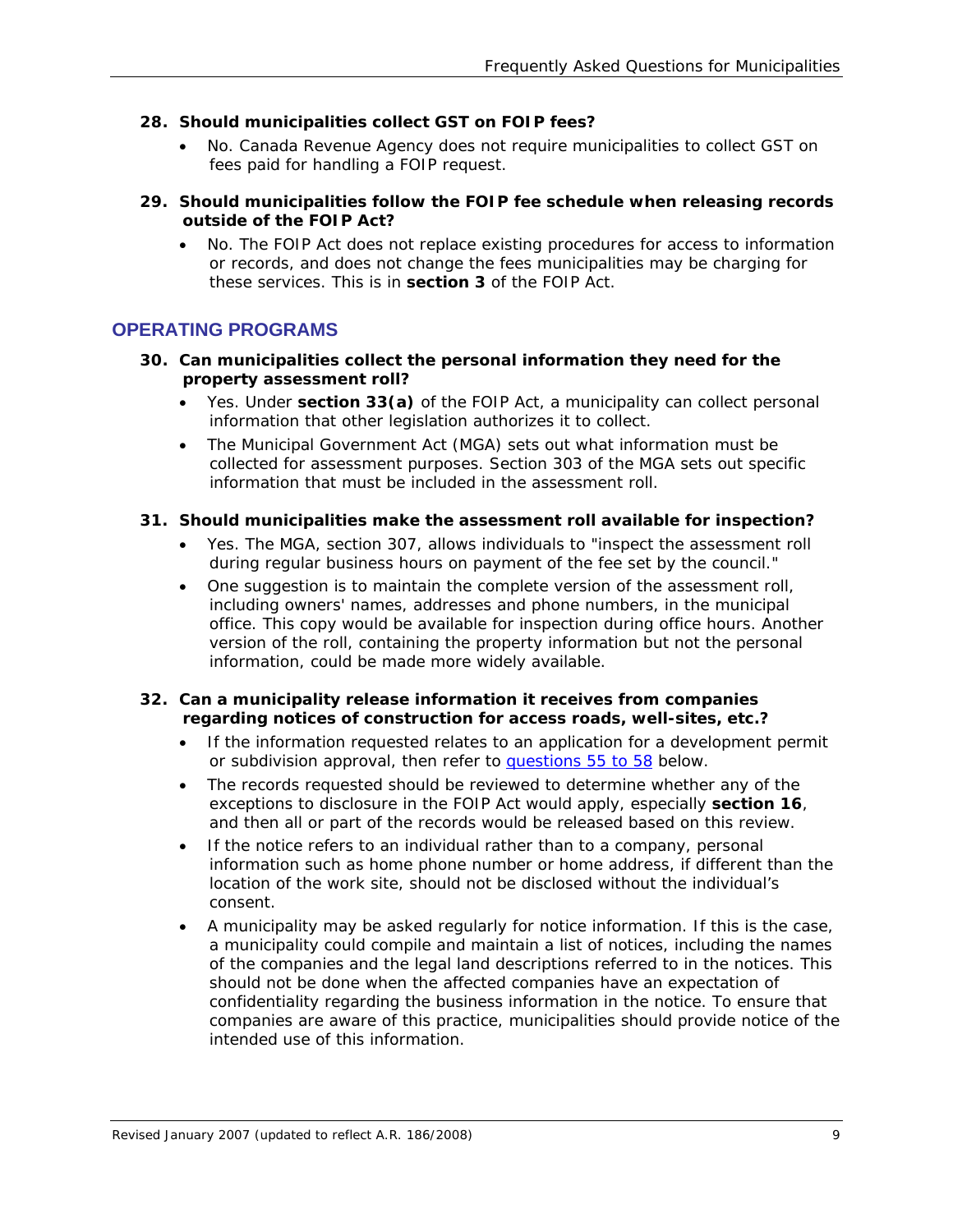**28. Should municipalities collect GST on FOIP fees?**

- No. Canada Revenue Agency does not require municipalities to collect GST on fees paid for handling a FOIP request.

**29. Should municipalities follow the FOIP fee schedule when releasing records outside of the FOIP Act?**

- No. The FOIP Act does not replace existing procedures for access to information or records, and does not change the fees municipalities may be charging for these services. This is in **section 3** of the FOIP Act.

## OPERATING PROGRAMS

**30. Can municipalities collect the personal information they need for the property assessment roll?**

- Yes. Under **section 33(a)** of the FOIP Act, a municipality can collect personal information that other legislation authorizes it to collect.
- The Municipal Government Act (MGA) sets out what information must be collected for assessment purposes. Section 303 of the MGA sets out specific information that must be included in the assessment roll.

**31. Should municipalities make the assessment roll available for inspection?**

- Yes. The MGA, section 307, allows individuals to "inspect the assessment roll during regular business hours on payment of the fee set by the council."
- One suggestion is to maintain the complete version of the assessment roll, including owners' names, addresses and phone numbers, in the municipal office. This copy would be available for inspection during office hours. Another version of the roll, containing the property information but not the personal information, could be made more widely available.

**32. Can a municipality release information it receives from companies regarding notices of construction for access roads, well-sites, etc.?**

- If the information requested relates to an application for a development permit or subdivision approval, then refer to questions 55 to 58 below.
- The records requested should be reviewed to determine whether any of the exceptions to disclosure in the FOIP Act would apply, especially **section 16**, and then all or part of the records would be released based on this review.
- If the notice refers to an individual rather than to a company, personal information such as home phone number or home address, if different than the location of the work site, should not be disclosed without the individual's consent.
- A municipality may be asked regularly for notice information. If this is the case, a municipality could compile and maintain a list of notices, including the names of the companies and the legal land descriptions referred to in the notices. This should not be done when the affected companies have an expectation of confidentiality regarding the business information in the notice. To ensure that companies are aware of this practice, municipalities should provide notice of the intended use of this information.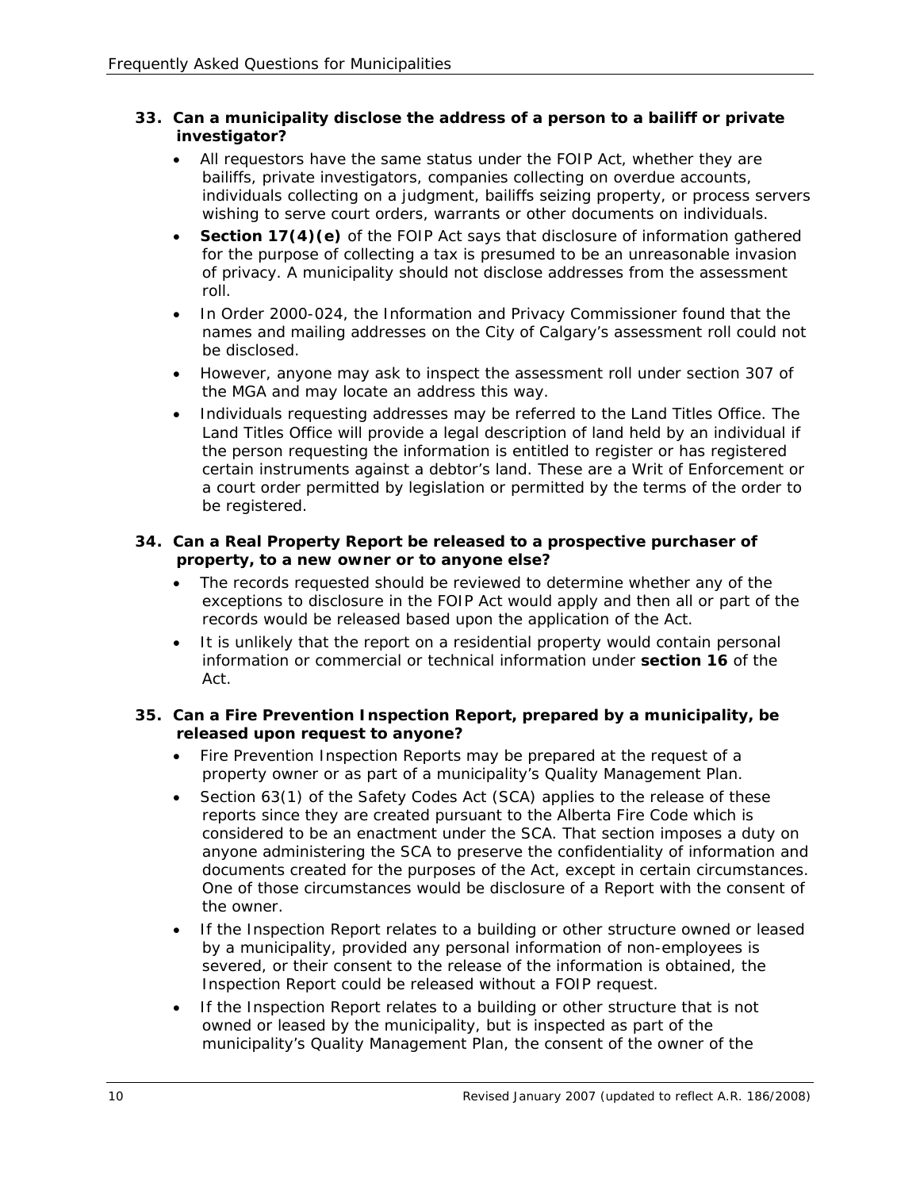**33. Can a municipality disclose the address of a person to a bailiff or private investigator?**

- All requestors have the same status under the FOIP Act, whether they are bailiffs, private investigators, companies collecting on overdue accounts, individuals collecting on a judgment, bailiffs seizing property, or process servers wishing to serve court orders, warrants or other documents on individuals.
- **Section 17(4)(e)** of the FOIP Act says that disclosure of information gathered for the purpose of collecting a tax is presumed to be an unreasonable invasion of privacy. A municipality should not disclose addresses from the assessment roll.
- In Order 2000-024, the Information and Privacy Commissioner found that the names and mailing addresses on the City of Calgary's assessment roll could not be disclosed.
- However, anyone may ask to inspect the assessment roll under section 307 of the MGA and may locate an address this way.
- Individuals requesting addresses may be referred to the Land Titles Office. The Land Titles Office will provide a legal description of land held by an individual if the person requesting the information is entitled to register or has registered certain instruments against a debtor's land. These are a Writ of Enforcement or a court order permitted by legislation or permitted by the terms of the order to be registered.

**34. Can a Real Property Report be released to a prospective purchaser of property, to a new owner or to anyone else?**

- The records requested should be reviewed to determine whether any of the exceptions to disclosure in the FOIP Act would apply and then all or part of the records would be released based upon the application of the Act.
- It is unlikely that the report on a residential property would contain personal information or commercial or technical information under **section 16** of the Act.

**35. Can a Fire Prevention Inspection Report, prepared by a municipality, be released upon request to anyone?**

- Fire Prevention Inspection Reports may be prepared at the request of a property owner or as part of a municipality's Quality Management Plan.
- Section 63(1) of the Safety Codes Act (SCA) applies to the release of these reports since they are created pursuant to the Alberta Fire Code which is considered to be an enactment under the SCA. That section imposes a duty on anyone administering the SCA to preserve the confidentiality of information and documents created for the purposes of the Act, except in certain circumstances. One of those circumstances would be disclosure of a Report with the consent of the owner.
- If the Inspection Report relates to a building or other structure owned or leased by a municipality, provided any personal information of non-employees is severed, or their consent to the release of the information is obtained, the Inspection Report could be released without a FOIP request.
- If the Inspection Report relates to a building or other structure that is not owned or leased by the municipality, but is inspected as part of the municipality's Quality Management Plan, the consent of the owner of the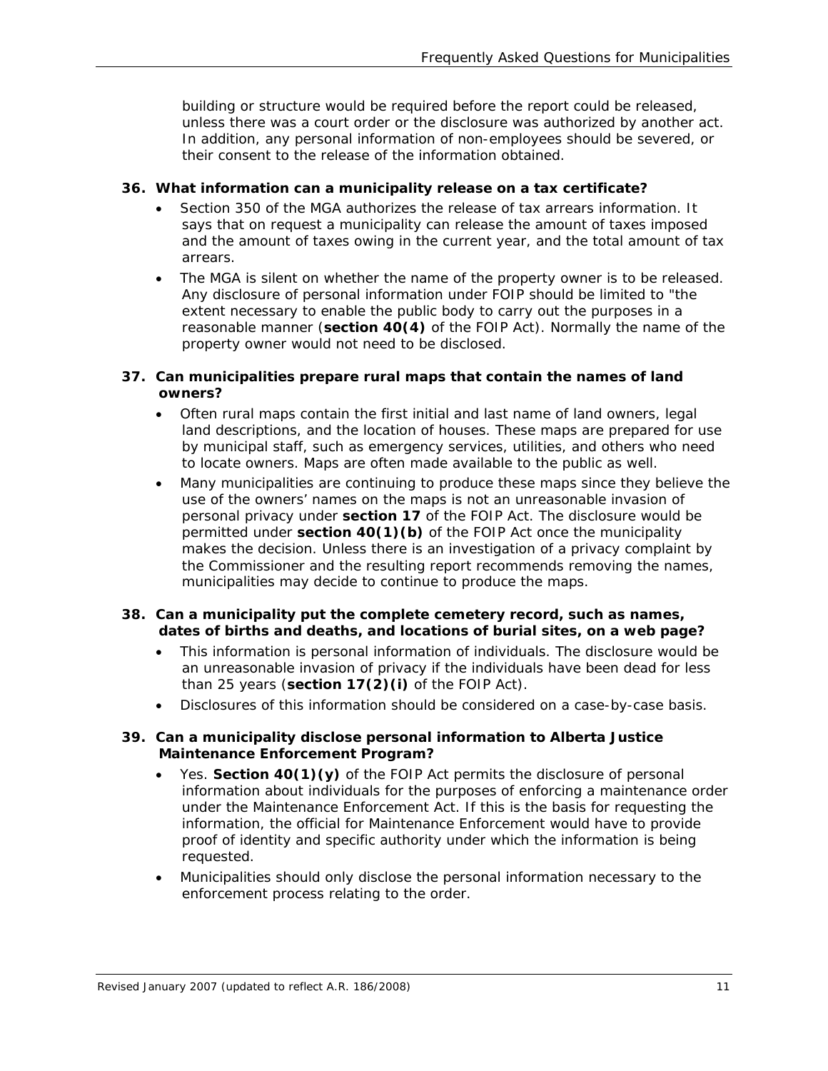building or structure would be required before the report could be released, unless there was a court order or the disclosure was authorized by another act. In addition, any personal information of non-employees should be severed, or their consent to the release of the information obtained.

**36. What information can a municipality release on a tax certificate?**

- Section 350 of the MGA authorizes the release of tax arrears information. It says that on request a municipality can release the amount of taxes imposed and the amount of taxes owing in the current year, and the total amount of tax arrears.
- The MGA is silent on whether the name of the property owner is to be released. Any disclosure of personal information under FOIP should be limited to "the extent necessary to enable the public body to carry out the purposes in a reasonable manner (**section 40(4)** of the FOIP Act). Normally the name of the property owner would not need to be disclosed.

**37. Can municipalities prepare rural maps that contain the names of land owners?**

- Often rural maps contain the first initial and last name of land owners, legal land descriptions, and the location of houses. These maps are prepared for use by municipal staff, such as emergency services, utilities, and others who need to locate owners. Maps are often made available to the public as well.
- Many municipalities are continuing to produce these maps since they believe the use of the owners' names on the maps is not an unreasonable invasion of personal privacy under **section 17** of the FOIP Act. The disclosure would be permitted under **section 40(1)(b)** of the FOIP Act once the municipality makes the decision. Unless there is an investigation of a privacy complaint by the Commissioner and the resulting report recommends removing the names, municipalities may decide to continue to produce the maps.

**38. Can a municipality put the complete cemetery record, such as names, dates of births and deaths, and locations of burial sites, on a web page?**

- This information is personal information of individuals. The disclosure would be an unreasonable invasion of privacy if the individuals have been dead for less than 25 years (**section 17(2)(i)** of the FOIP Act).
- Disclosures of this information should be considered on a case-by-case basis.

**39. Can a municipality disclose personal information to Alberta Justice Maintenance Enforcement Program?**

- Yes. **Section 40(1)(y)** of the FOIP Act permits the disclosure of personal information about individuals for the purposes of enforcing a maintenance order under the Maintenance Enforcement Act. If this is the basis for requesting the information, the official for Maintenance Enforcement would have to provide proof of identity and specific authority under which the information is being requested.
- Municipalities should only disclose the personal information necessary to the enforcement process relating to the order.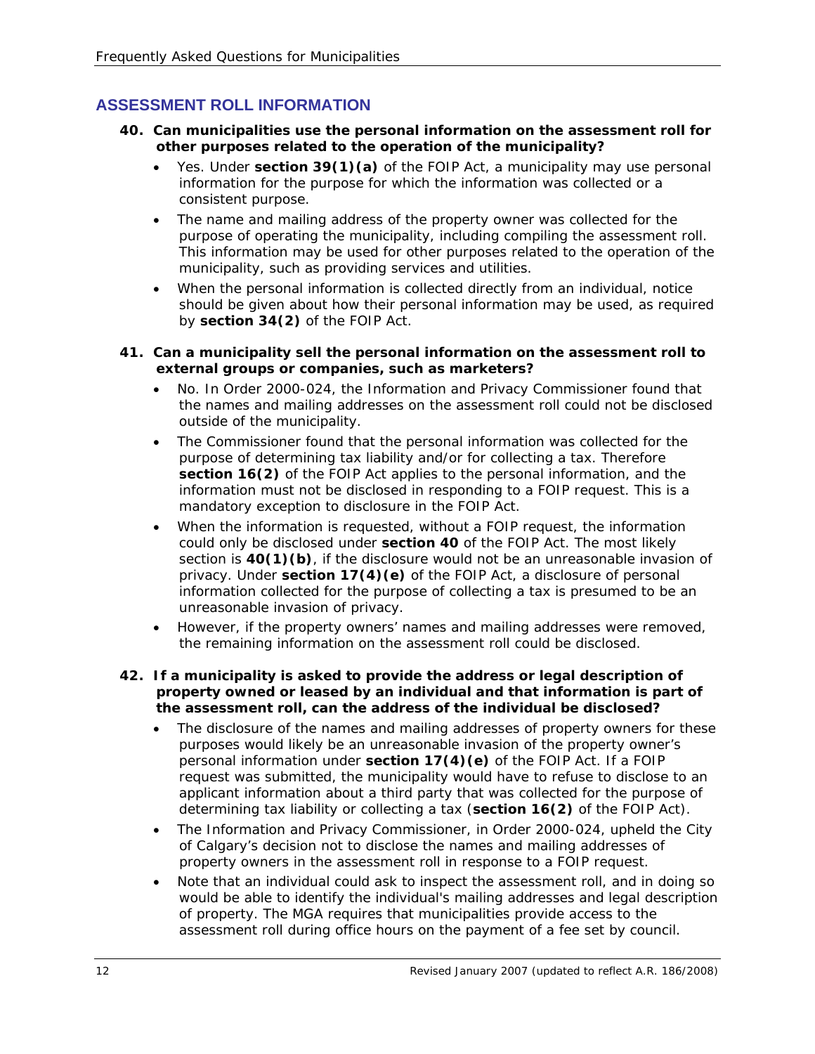## ASSESSMENT ROLL INFORMATION

**40. Can municipalities use the personal information on the assessment roll for other purposes related to the operation of the municipality?**

- Yes. Under **section 39(1)(a)** of the FOIP Act, a municipality may use personal information for the purpose for which the information was collected or a consistent purpose.
- The name and mailing address of the property owner was collected for the purpose of operating the municipality, including compiling the assessment roll. This information may be used for other purposes related to the operation of the municipality, such as providing services and utilities.
- When the personal information is collected directly from an individual, notice should be given about how their personal information may be used, as required by **section 34(2)** of the FOIP Act.

**41. Can a municipality sell the personal information on the assessment roll to external groups or companies, such as marketers?**

- No. In Order 2000-024, the Information and Privacy Commissioner found that the names and mailing addresses on the assessment roll could not be disclosed outside of the municipality.
- The Commissioner found that the personal information was collected for the purpose of determining tax liability and/or for collecting a tax. Therefore **section 16(2)** of the FOIP Act applies to the personal information, and the information must not be disclosed in responding to a FOIP request. This is a mandatory exception to disclosure in the FOIP Act.
- When the information is requested, without a FOIP request, the information could only be disclosed under **section 40** of the FOIP Act. The most likely section is **40(1)(b)**, if the disclosure would not be an unreasonable invasion of privacy. Under **section 17(4)(e)** of the FOIP Act, a disclosure of personal information collected for the purpose of collecting a tax is presumed to be an unreasonable invasion of privacy.
- However, if the property owners' names and mailing addresses were removed, the remaining information on the assessment roll could be disclosed.

**42. If a municipality is asked to provide the address or legal description of property owned or leased by an individual and that information is part of the assessment roll, can the address of the individual be disclosed?**

- The disclosure of the names and mailing addresses of property owners for these purposes would likely be an unreasonable invasion of the property owner's personal information under **section 17(4)(e)** of the FOIP Act. If a FOIP request was submitted, the municipality would have to refuse to disclose to an applicant information about a third party that was collected for the purpose of determining tax liability or collecting a tax (**section 16(2)** of the FOIP Act).
- The Information and Privacy Commissioner, in Order 2000-024, upheld the City of Calgary's decision not to disclose the names and mailing addresses of property owners in the assessment roll in response to a FOIP request.
- Note that an individual could ask to inspect the assessment roll, and in doing so would be able to identify the individual's mailing addresses and legal description of property. The MGA requires that municipalities provide access to the assessment roll during office hours on the payment of a fee set by council.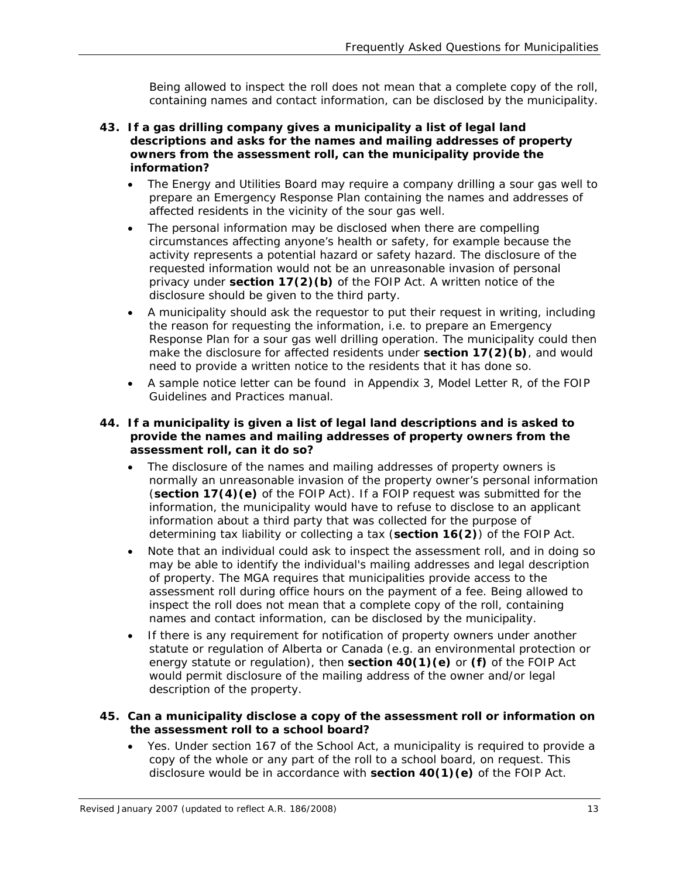Being allowed to inspect the roll does not mean that a complete copy of the roll, containing names and contact information, can be disclosed by the municipality.

**43. If a gas drilling company gives a municipality a list of legal land descriptions and asks for the names and mailing addresses of property owners from the assessment roll, can the municipality provide the information?**

- The Energy and Utilities Board may require a company drilling a sour gas well to prepare an Emergency Response Plan containing the names and addresses of affected residents in the vicinity of the sour gas well.
- The personal information may be disclosed when there are compelling circumstances affecting anyone's health or safety, for example because the activity represents a potential hazard or safety hazard. The disclosure of the requested information would not be an unreasonable invasion of personal privacy under **section 17(2)(b)** of the FOIP Act. A written notice of the disclosure should be given to the third party.
- A municipality should ask the requestor to put their request in writing, including the reason for requesting the information, i.e. to prepare an Emergency Response Plan for a sour gas well drilling operation. The municipality could then make the disclosure for affected residents under **section 17(2)(b)**, and would need to provide a written notice to the residents that it has done so.
- A sample notice letter can be found in Appendix 3, Model Letter R, of the FOIP Guidelines and Practices manual.

**44. If a municipality is given a list of legal land descriptions and is asked to provide the names and mailing addresses of property owners from the assessment roll, can it do so?**

- The disclosure of the names and mailing addresses of property owners is normally an unreasonable invasion of the property owner's personal information (**section 17(4)(e)** of the FOIP Act). If a FOIP request was submitted for the information, the municipality would have to refuse to disclose to an applicant information about a third party that was collected for the purpose of determining tax liability or collecting a tax (**section 16(2)**) of the FOIP Act.
- Note that an individual could ask to inspect the assessment roll, and in doing so may be able to identify the individual's mailing addresses and legal description of property. The MGA requires that municipalities provide access to the assessment roll during office hours on the payment of a fee. Being allowed to inspect the roll does not mean that a complete copy of the roll, containing names and contact information, can be disclosed by the municipality.
- If there is any requirement for notification of property owners under another statute or regulation of Alberta or Canada (e.g. an environmental protection or energy statute or regulation), then **section 40(1)(e)** or **(f)** of the FOIP Act would permit disclosure of the mailing address of the owner and/or legal description of the property.

**45. Can a municipality disclose a copy of the assessment roll or information on the assessment roll to a school board?**

- Yes. Under section 167 of the School Act, a municipality is required to provide a copy of the whole or any part of the roll to a school board, on request. This disclosure would be in accordance with **section 40(1)(e)** of the FOIP Act.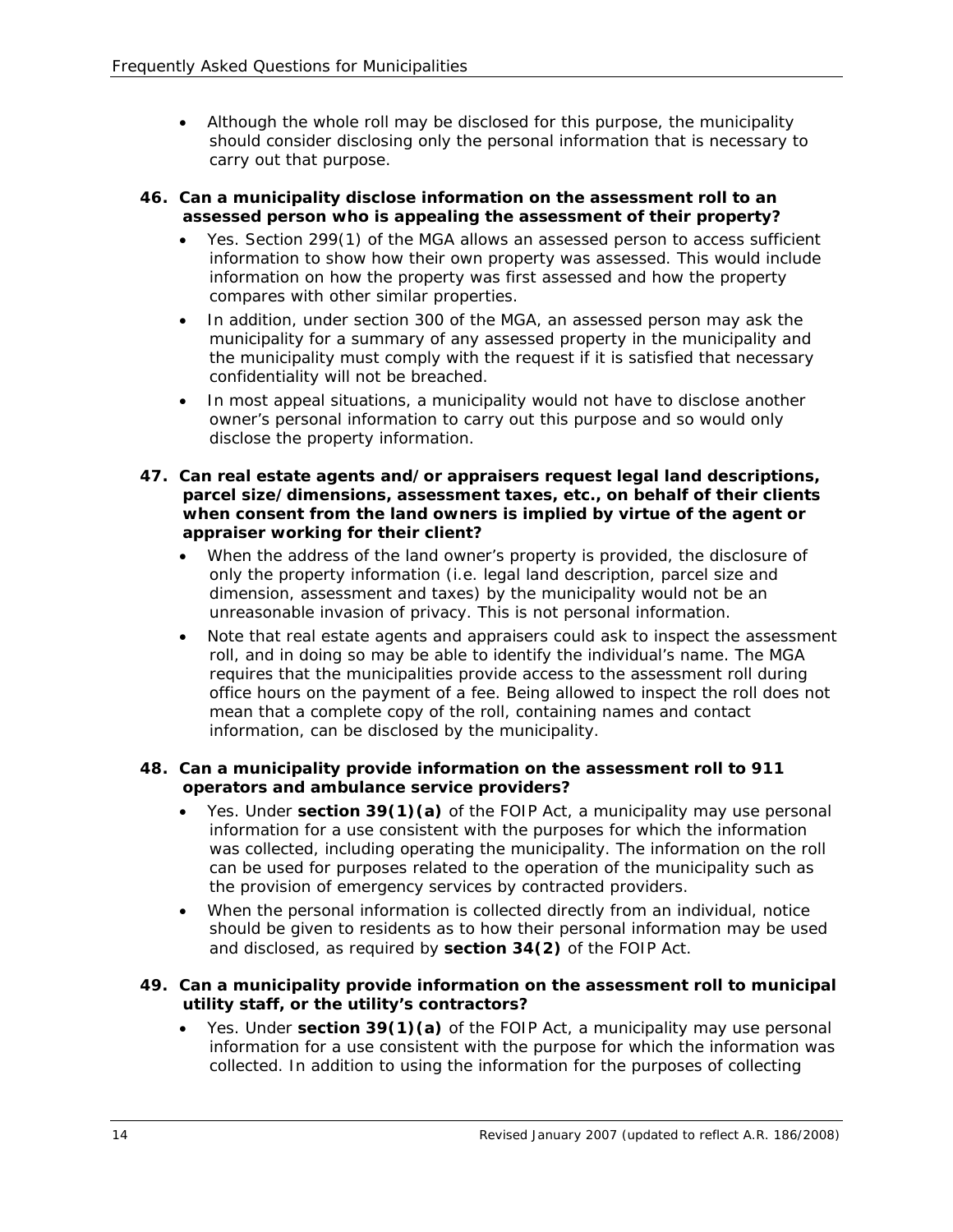- Although the whole roll may be disclosed for this purpose, the municipality should consider disclosing only the personal information that is necessary to carry out that purpose.

**46. Can a municipality disclose information on the assessment roll to an assessed person who is appealing the assessment of their property?**

- Yes. Section 299(1) of the MGA allows an assessed person to access sufficient information to show how their own property was assessed. This would include information on how the property was first assessed and how the property compares with other similar properties.
- In addition, under section 300 of the MGA, an assessed person may ask the municipality for a summary of any assessed property in the municipality and the municipality must comply with the request if it is satisfied that necessary confidentiality will not be breached.
- In most appeal situations, a municipality would not have to disclose another owner's personal information to carry out this purpose and so would only disclose the property information.

**47. Can real estate agents and/or appraisers request legal land descriptions, parcel size/dimensions, assessment taxes, etc., on behalf of their clients when consent from the land owners is implied by virtue of the agent or appraiser working for their client?**

- When the address of the land owner's property is provided, the disclosure of only the property information (i.e. legal land description, parcel size and dimension, assessment and taxes) by the municipality would not be an unreasonable invasion of privacy. This is not personal information.
- Note that real estate agents and appraisers could ask to inspect the assessment roll, and in doing so may be able to identify the individual's name. The MGA requires that the municipalities provide access to the assessment roll during office hours on the payment of a fee. Being allowed to inspect the roll does not mean that a complete copy of the roll, containing names and contact information, can be disclosed by the municipality.

**48. Can a municipality provide information on the assessment roll to 911 operators and ambulance service providers?**

- Yes. Under **section 39(1)(a)** of the FOIP Act, a municipality may use personal information for a use consistent with the purposes for which the information was collected, including operating the municipality. The information on the roll can be used for purposes related to the operation of the municipality such as the provision of emergency services by contracted providers.
- When the personal information is collected directly from an individual, notice should be given to residents as to how their personal information may be used and disclosed, as required by **section 34(2)** of the FOIP Act.

**49. Can a municipality provide information on the assessment roll to municipal utility staff, or the utility's contractors?**

- Yes. Under **section 39(1)(a)** of the FOIP Act, a municipality may use personal information for a use consistent with the purpose for which the information was collected. In addition to using the information for the purposes of collecting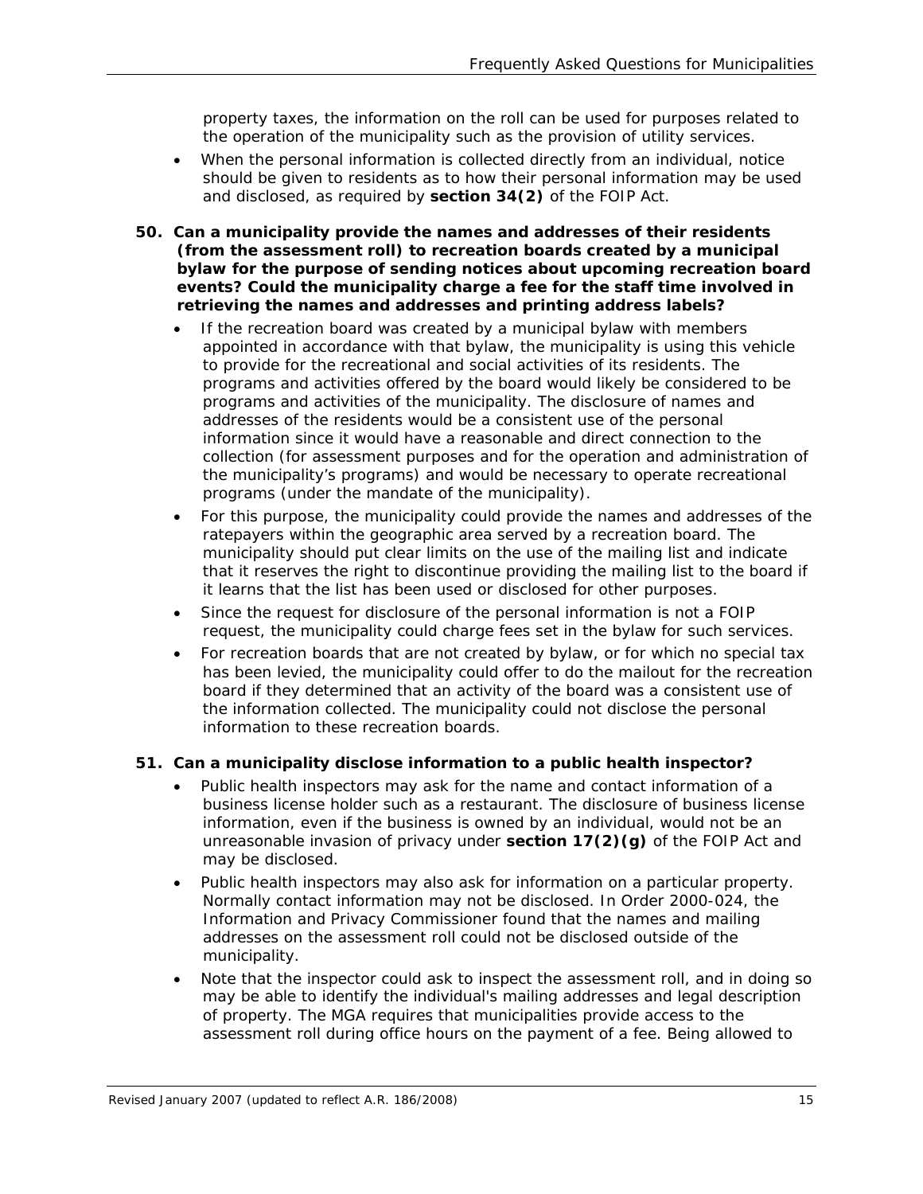property taxes, the information on the roll can be used for purposes related to the operation of the municipality such as the provision of utility services.

- When the personal information is collected directly from an individual, notice should be given to residents as to how their personal information may be used and disclosed, as required by **section 34(2)** of the FOIP Act.

**50. Can a municipality provide the names and addresses of their residents (from the assessment roll) to recreation boards created by a municipal bylaw for the purpose of sending notices about upcoming recreation board events? Could the municipality charge a fee for the staff time involved in retrieving the names and addresses and printing address labels?**

- If the recreation board was created by a municipal bylaw with members appointed in accordance with that bylaw, the municipality is using this vehicle to provide for the recreational and social activities of its residents. The programs and activities offered by the board would likely be considered to be programs and activities of the municipality. The disclosure of names and addresses of the residents would be a consistent use of the personal information since it would have a reasonable and direct connection to the collection (for assessment purposes and for the operation and administration of the municipality's programs) and would be necessary to operate recreational programs (under the mandate of the municipality).
- For this purpose, the municipality could provide the names and addresses of the ratepayers within the geographic area served by a recreation board. The municipality should put clear limits on the use of the mailing list and indicate that it reserves the right to discontinue providing the mailing list to the board if it learns that the list has been used or disclosed for other purposes.
- Since the request for disclosure of the personal information is not a FOIP request, the municipality could charge fees set in the bylaw for such services.
- For recreation boards that are not created by bylaw, or for which no special tax has been levied, the municipality could offer to do the mailout for the recreation board if they determined that an activity of the board was a consistent use of the information collected. The municipality could not disclose the personal information to these recreation boards.

**51. Can a municipality disclose information to a public health inspector?**

- Public health inspectors may ask for the name and contact information of a business license holder such as a restaurant. The disclosure of business license information, even if the business is owned by an individual, would not be an unreasonable invasion of privacy under **section 17(2)(g)** of the FOIP Act and may be disclosed.
- Public health inspectors may also ask for information on a particular property. Normally contact information may not be disclosed. In Order 2000-024, the Information and Privacy Commissioner found that the names and mailing addresses on the assessment roll could not be disclosed outside of the municipality.
- Note that the inspector could ask to inspect the assessment roll, and in doing so may be able to identify the individual's mailing addresses and legal description of property. The MGA requires that municipalities provide access to the assessment roll during office hours on the payment of a fee. Being allowed to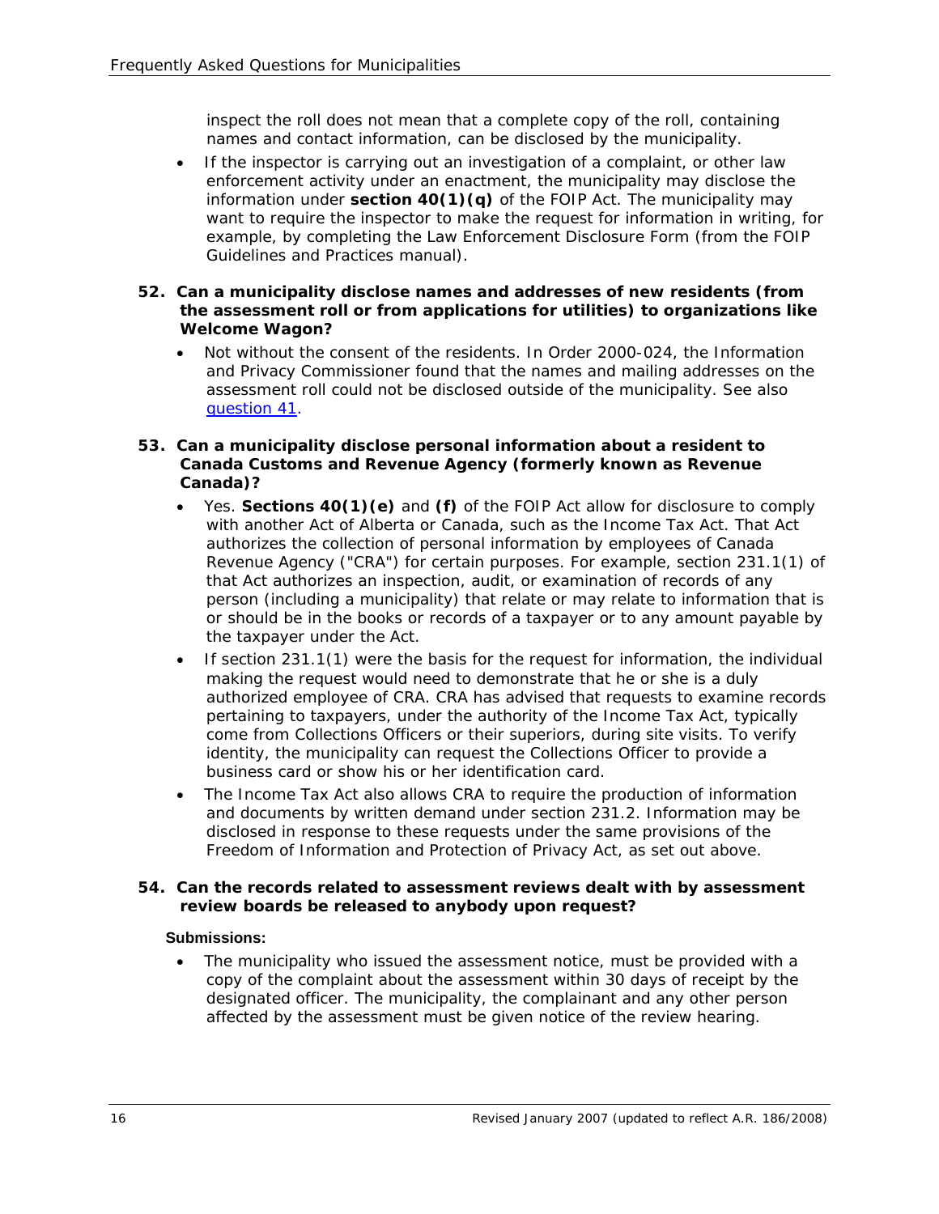inspect the roll does not mean that a complete copy of the roll, containing names and contact information, can be disclosed by the municipality.

- If the inspector is carrying out an investigation of a complaint, or other law enforcement activity under an enactment, the municipality may disclose the information under **section 40(1)(q)** of the FOIP Act. The municipality may want to require the inspector to make the request for information in writing, for example, by completing the Law Enforcement Disclosure Form (from the FOIP Guidelines and Practices manual).

**52. Can a municipality disclose names and addresses of new residents (from the assessment roll or from applications for utilities) to organizations like Welcome Wagon?**

- Not without the consent of the residents. In Order 2000-024, the Information and Privacy Commissioner found that the names and mailing addresses on the assessment roll could not be disclosed outside of the municipality. See also question 41.

**53. Can a municipality disclose personal information about a resident to Canada Customs and Revenue Agency (formerly known as Revenue Canada)?**

- Yes. **Sections 40(1)(e)** and **(f)** of the FOIP Act allow for disclosure to comply with another Act of Alberta or Canada, such as the Income Tax Act. That Act authorizes the collection of personal information by employees of Canada Revenue Agency ("CRA") for certain purposes. For example, section 231.1(1) of that Act authorizes an inspection, audit, or examination of records of any person (including a municipality) that relate or may relate to information that is or should be in the books or records of a taxpayer or to any amount payable by the taxpayer under the Act.
- If section 231.1(1) were the basis for the request for information, the individual making the request would need to demonstrate that he or she is a duly authorized employee of CRA. CRA has advised that requests to examine records pertaining to taxpayers, under the authority of the Income Tax Act, typically come from Collections Officers or their superiors, during site visits. To verify identity, the municipality can request the Collections Officer to provide a business card or show his or her identification card.
- The Income Tax Act also allows CRA to require the production of information and documents by written demand under section 231.2. Information may be disclosed in response to these requests under the same provisions of the Freedom of Information and Protection of Privacy Act, as set out above.

**54. Can the records related to assessment reviews dealt with by assessment review boards be released to anybody upon request?**

**Submissions:**

- The municipality who issued the assessment notice, must be provided with a copy of the complaint about the assessment within 30 days of receipt by the designated officer. The municipality, the complainant and any other person affected by the assessment must be given notice of the review hearing.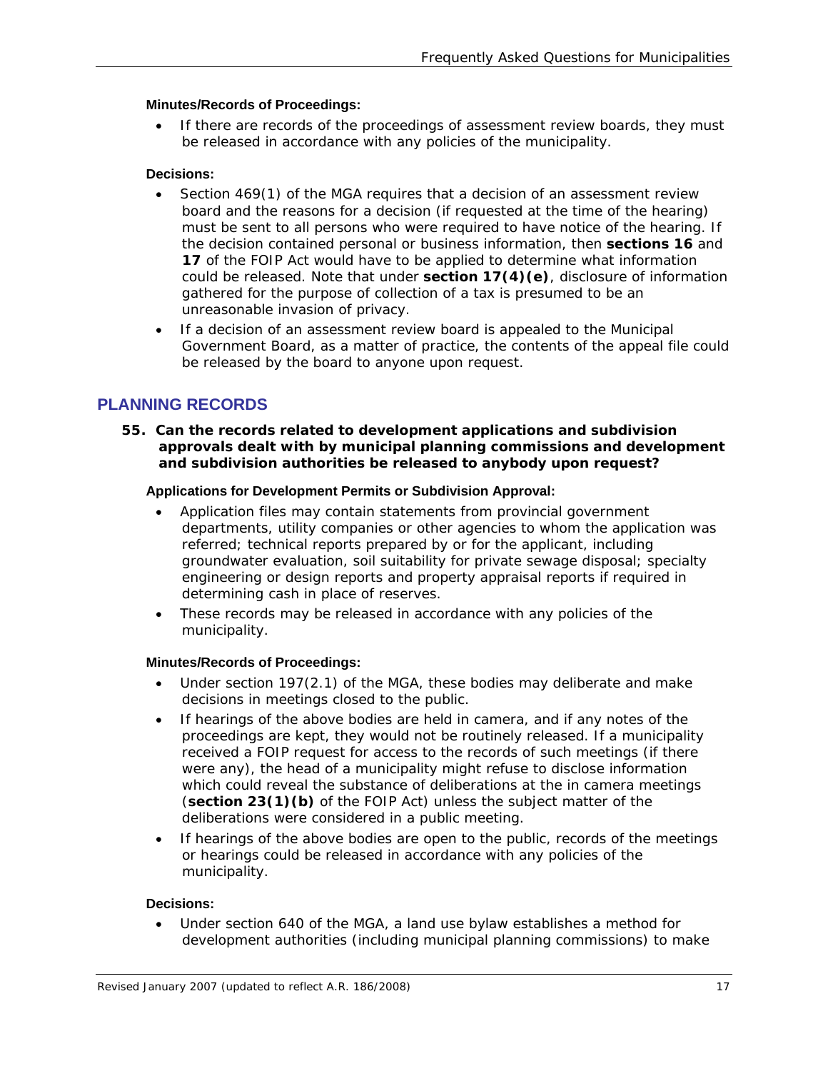**Minutes/Records of Proceedings:**

- If there are records of the proceedings of assessment review boards, they must be released in accordance with any policies of the municipality.

**Decisions:**

- Section 469(1) of the MGA requires that a decision of an assessment review board and the reasons for a decision (if requested at the time of the hearing) must be sent to all persons who were required to have notice of the hearing. If the decision contained personal or business information, then **sections 16** and **17** of the FOIP Act would have to be applied to determine what information could be released. Note that under **section 17(4)(e)**, disclosure of information gathered for the purpose of collection of a tax is presumed to be an unreasonable invasion of privacy.
- If a decision of an assessment review board is appealed to the Municipal Government Board, as a matter of practice, the contents of the appeal file could be released by the board to anyone upon request.

## PLANNING RECORDS

**55. Can the records related to development applications and subdivision approvals dealt with by municipal planning commissions and development and subdivision authorities be released to anybody upon request?**

**Applications for Development Permits or Subdivision Approval:**

- Application files may contain statements from provincial government departments, utility companies or other agencies to whom the application was referred; technical reports prepared by or for the applicant, including groundwater evaluation, soil suitability for private sewage disposal; specialty engineering or design reports and property appraisal reports if required in determining cash in place of reserves.
- These records may be released in accordance with any policies of the municipality.

**Minutes/Records of Proceedings:**

- Under section 197(2.1) of the MGA, these bodies may deliberate and make decisions in meetings closed to the public.
- If hearings of the above bodies are held in camera, and if any notes of the proceedings are kept, they would not be routinely released. If a municipality received a FOIP request for access to the records of such meetings (if there were any), the head of a municipality might refuse to disclose information which could reveal the substance of deliberations at the in camera meetings (**section 23(1)(b)** of the FOIP Act) unless the subject matter of the deliberations were considered in a public meeting.
- If hearings of the above bodies are open to the public, records of the meetings or hearings could be released in accordance with any policies of the municipality.

**Decisions:**

- Under section 640 of the MGA, a land use bylaw establishes a method for development authorities (including municipal planning commissions) to make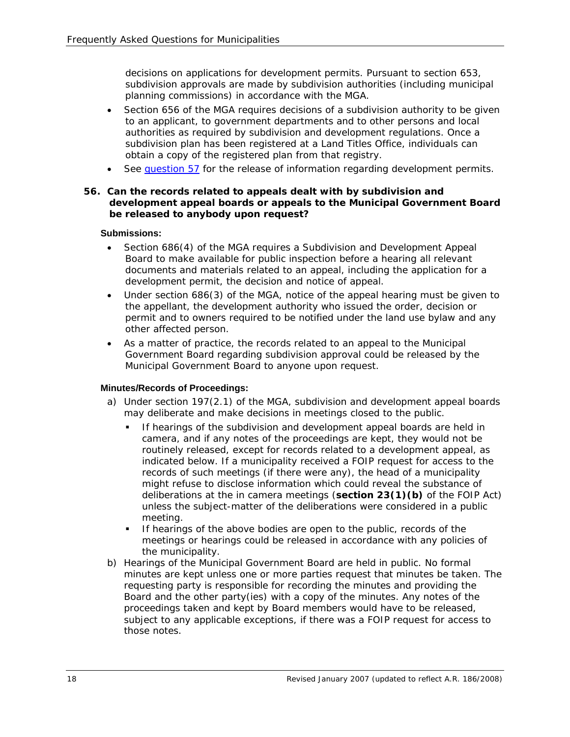decisions on applications for development permits. Pursuant to section 653, subdivision approvals are made by subdivision authorities (including municipal planning commissions) in accordance with the MGA.

- Section 656 of the MGA requires decisions of a subdivision authority to be given to an applicant, to government departments and to other persons and local authorities as required by subdivision and development regulations. Once a subdivision plan has been registered at a Land Titles Office, individuals can obtain a copy of the registered plan from that registry.
- See question 57 for the release of information regarding development permits.

**56. Can the records related to appeals dealt with by subdivision and development appeal boards or appeals to the Municipal Government Board be released to anybody upon request?**

**Submissions:**

- Section 686(4) of the MGA requires a Subdivision and Development Appeal Board to make available for public inspection before a hearing all relevant documents and materials related to an appeal, including the application for a development permit, the decision and notice of appeal.
- Under section 686(3) of the MGA, notice of the appeal hearing must be given to the appellant, the development authority who issued the order, decision or permit and to owners required to be notified under the land use bylaw and any other affected person.
- As a matter of practice, the records related to an appeal to the Municipal Government Board regarding subdivision approval could be released by the Municipal Government Board to anyone upon request.

**Minutes/Records of Proceedings:**

a) Under section 197(2.1) of the MGA, subdivision and development appeal boards may deliberate and make decisions in meetings closed to the public.
   - If hearings of the subdivision and development appeal boards are held in camera, and if any notes of the proceedings are kept, they would not be routinely released, except for records related to a development appeal, as indicated below. If a municipality received a FOIP request for access to the records of such meetings (if there were any), the head of a municipality might refuse to disclose information which could reveal the substance of deliberations at the in camera meetings (**section 23(1)(b)** of the FOIP Act) unless the subject-matter of the deliberations were considered in a public meeting.
   - If hearings of the above bodies are open to the public, records of the meetings or hearings could be released in accordance with any policies of the municipality.

b) Hearings of the Municipal Government Board are held in public. No formal minutes are kept unless one or more parties request that minutes be taken. The requesting party is responsible for recording the minutes and providing the Board and the other party(ies) with a copy of the minutes. Any notes of the proceedings taken and kept by Board members would have to be released, subject to any applicable exceptions, if there was a FOIP request for access to those notes.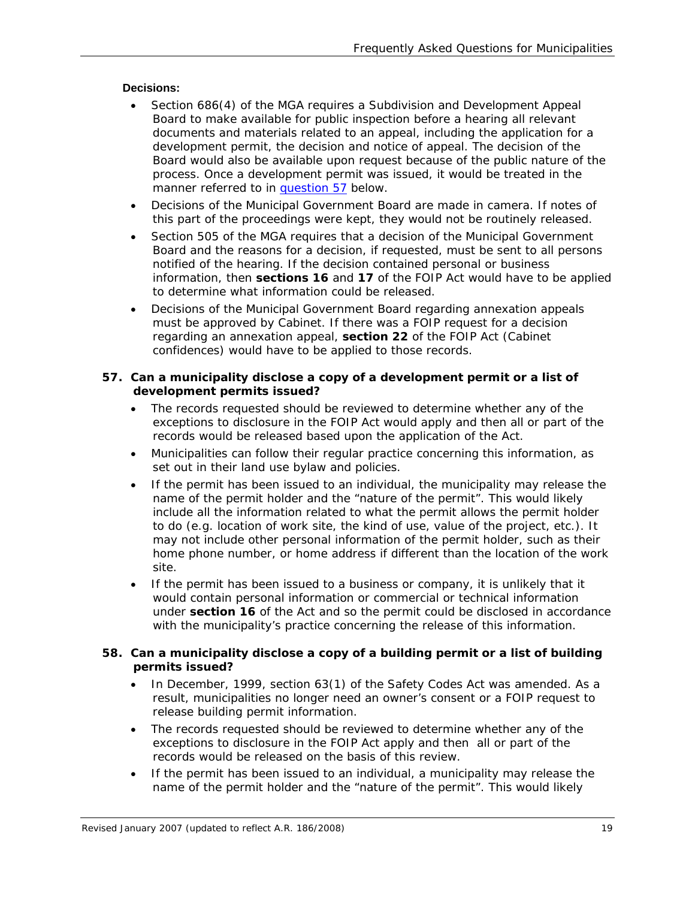**Decisions:**

- Section 686(4) of the MGA requires a Subdivision and Development Appeal Board to make available for public inspection before a hearing all relevant documents and materials related to an appeal, including the application for a development permit, the decision and notice of appeal. The decision of the Board would also be available upon request because of the public nature of the process. Once a development permit was issued, it would be treated in the manner referred to in [question 57](#) below.
- Decisions of the Municipal Government Board are made in camera. If notes of this part of the proceedings were kept, they would not be routinely released.
- Section 505 of the MGA requires that a decision of the Municipal Government Board and the reasons for a decision, if requested, must be sent to all persons notified of the hearing. If the decision contained personal or business information, then **sections 16** and **17** of the FOIP Act would have to be applied to determine what information could be released.
- Decisions of the Municipal Government Board regarding annexation appeals must be approved by Cabinet. If there was a FOIP request for a decision regarding an annexation appeal, **section 22** of the FOIP Act (Cabinet confidences) would have to be applied to those records.

**57. Can a municipality disclose a copy of a development permit or a list of development permits issued?**

- The records requested should be reviewed to determine whether any of the exceptions to disclosure in the FOIP Act would apply and then all or part of the records would be released based upon the application of the Act.
- Municipalities can follow their regular practice concerning this information, as set out in their land use bylaw and policies.
- If the permit has been issued to an individual, the municipality may release the name of the permit holder and the "nature of the permit". This would likely include all the information related to what the permit allows the permit holder to do (e.g. location of work site, the kind of use, value of the project, etc.). It may not include other personal information of the permit holder, such as their home phone number, or home address if different than the location of the work site.
- If the permit has been issued to a business or company, it is unlikely that it would contain personal information or commercial or technical information under **section 16** of the Act and so the permit could be disclosed in accordance with the municipality's practice concerning the release of this information.

**58. Can a municipality disclose a copy of a building permit or a list of building permits issued?**

- In December, 1999, section 63(1) of the Safety Codes Act was amended. As a result, municipalities no longer need an owner's consent or a FOIP request to release building permit information.
- The records requested should be reviewed to determine whether any of the exceptions to disclosure in the FOIP Act apply and then all or part of the records would be released on the basis of this review.
- If the permit has been issued to an individual, a municipality may release the name of the permit holder and the "nature of the permit". This would likely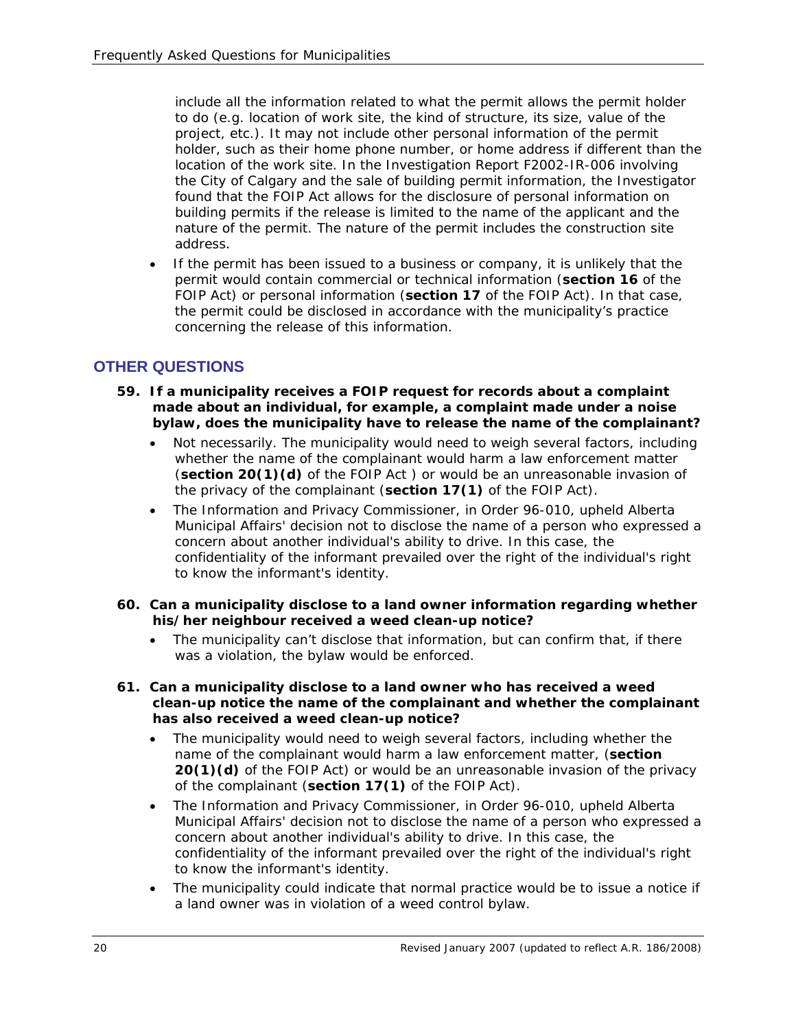include all the information related to what the permit allows the permit holder to do (e.g. location of work site, the kind of structure, its size, value of the project, etc.). It may not include other personal information of the permit holder, such as their home phone number, or home address if different than the location of the work site. In the Investigation Report F2002-IR-006 involving the City of Calgary and the sale of building permit information, the Investigator found that the FOIP Act allows for the disclosure of personal information on building permits if the release is limited to the name of the applicant and the nature of the permit. The nature of the permit includes the construction site address.

- If the permit has been issued to a business or company, it is unlikely that the permit would contain commercial or technical information (**section 16** of the FOIP Act) or personal information (**section 17** of the FOIP Act). In that case, the permit could be disclosed in accordance with the municipality's practice concerning the release of this information.

## OTHER QUESTIONS

**59. If a municipality receives a FOIP request for records about a complaint made about an individual, for example, a complaint made under a noise bylaw, does the municipality have to release the name of the complainant?**

- Not necessarily. The municipality would need to weigh several factors, including whether the name of the complainant would harm a law enforcement matter (**section 20(1)(d)** of the FOIP Act ) or would be an unreasonable invasion of the privacy of the complainant (**section 17(1)** of the FOIP Act).
- The Information and Privacy Commissioner, in Order 96-010, upheld Alberta Municipal Affairs' decision not to disclose the name of a person who expressed a concern about another individual's ability to drive. In this case, the confidentiality of the informant prevailed over the right of the individual's right to know the informant's identity.

**60. Can a municipality disclose to a land owner information regarding whether his/her neighbour received a weed clean-up notice?**

- The municipality can't disclose that information, but can confirm that, if there was a violation, the bylaw would be enforced.

**61. Can a municipality disclose to a land owner who has received a weed clean-up notice the name of the complainant and whether the complainant has also received a weed clean-up notice?**

- The municipality would need to weigh several factors, including whether the name of the complainant would harm a law enforcement matter, (**section 20(1)(d)** of the FOIP Act) or would be an unreasonable invasion of the privacy of the complainant (**section 17(1)** of the FOIP Act).
- The Information and Privacy Commissioner, in Order 96-010, upheld Alberta Municipal Affairs' decision not to disclose the name of a person who expressed a concern about another individual's ability to drive. In this case, the confidentiality of the informant prevailed over the right of the individual's right to know the informant's identity.
- The municipality could indicate that normal practice would be to issue a notice if a land owner was in violation of a weed control bylaw.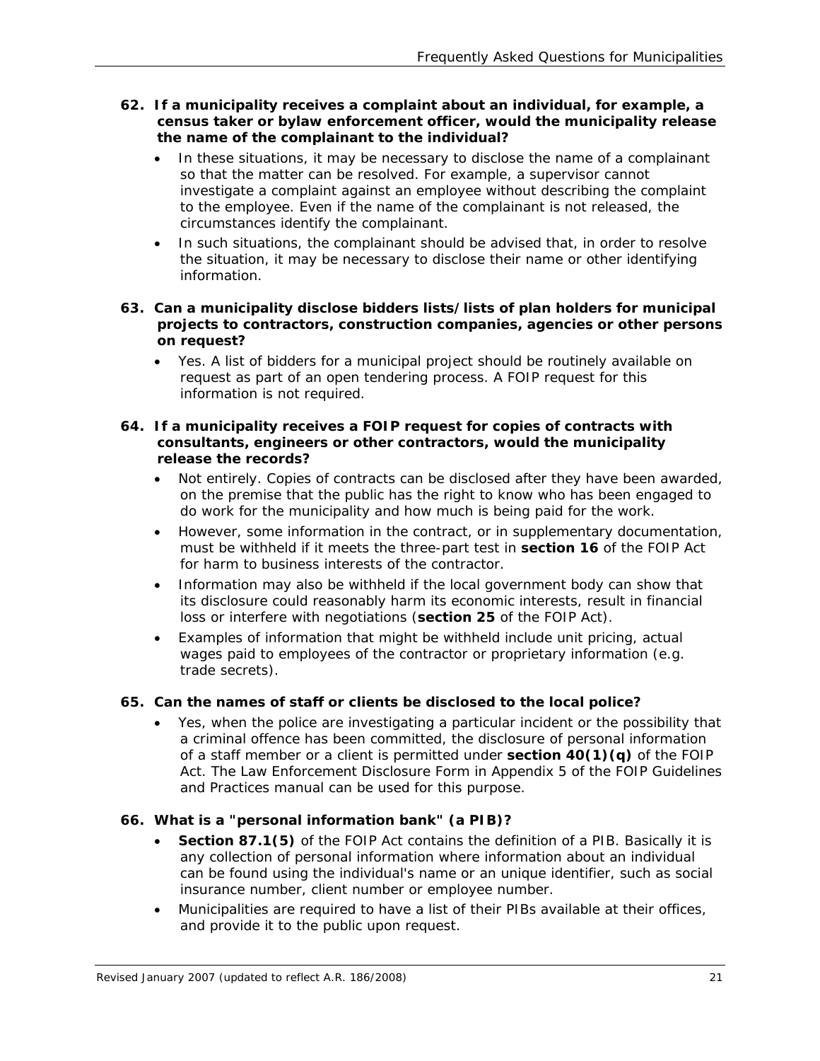**62. If a municipality receives a complaint about an individual, for example, a census taker or bylaw enforcement officer, would the municipality release the name of the complainant to the individual?**

- In these situations, it may be necessary to disclose the name of a complainant so that the matter can be resolved. For example, a supervisor cannot investigate a complaint against an employee without describing the complaint to the employee. Even if the name of the complainant is not released, the circumstances identify the complainant.
- In such situations, the complainant should be advised that, in order to resolve the situation, it may be necessary to disclose their name or other identifying information.

**63. Can a municipality disclose bidders lists/lists of plan holders for municipal projects to contractors, construction companies, agencies or other persons on request?**

- Yes. A list of bidders for a municipal project should be routinely available on request as part of an open tendering process. A FOIP request for this information is not required.

**64. If a municipality receives a FOIP request for copies of contracts with consultants, engineers or other contractors, would the municipality release the records?**

- Not entirely. Copies of contracts can be disclosed after they have been awarded, on the premise that the public has the right to know who has been engaged to do work for the municipality and how much is being paid for the work.
- However, some information in the contract, or in supplementary documentation, must be withheld if it meets the three-part test in **section 16** of the FOIP Act for harm to business interests of the contractor.
- Information may also be withheld if the local government body can show that its disclosure could reasonably harm its economic interests, result in financial loss or interfere with negotiations (**section 25** of the FOIP Act).
- Examples of information that might be withheld include unit pricing, actual wages paid to employees of the contractor or proprietary information (e.g. trade secrets).

**65. Can the names of staff or clients be disclosed to the local police?**

- Yes, when the police are investigating a particular incident or the possibility that a criminal offence has been committed, the disclosure of personal information of a staff member or a client is permitted under **section 40(1)(q)** of the FOIP Act. The Law Enforcement Disclosure Form in Appendix 5 of the FOIP Guidelines and Practices manual can be used for this purpose.

**66. What is a "personal information bank" (a PIB)?**

- **Section 87.1(5)** of the FOIP Act contains the definition of a PIB. Basically it is any collection of personal information where information about an individual can be found using the individual's name or an unique identifier, such as social insurance number, client number or employee number.
- Municipalities are required to have a list of their PIBs available at their offices, and provide it to the public upon request.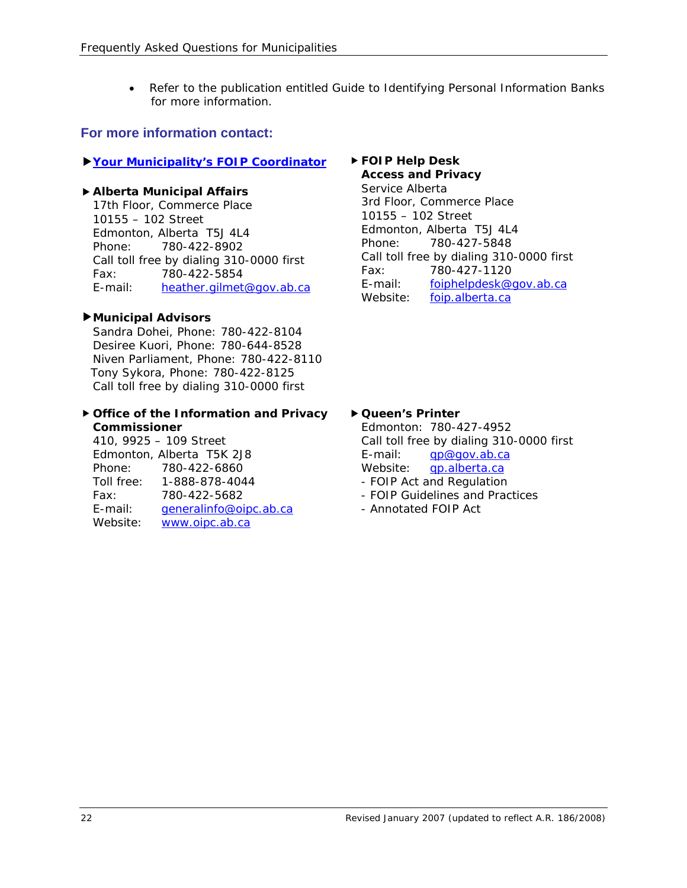- Refer to the publication entitled Guide to Identifying Personal Information Banks for more information.

## For more information contact:

▶ **Your Municipality's FOIP Coordinator**

▶ **Alberta Municipal Affairs**
17th Floor, Commerce Place
10155 – 102 Street
Edmonton, Alberta T5J 4L4
Phone: 780-422-8902
Call toll free by dialing 310-0000 first
Fax: 780-422-5854
E-mail: heather.gilmet@gov.ab.ca

▶ **Municipal Advisors**
Sandra Dohei, Phone: 780-422-8104
Desiree Kuori, Phone: 780-644-8528
Niven Parliament, Phone: 780-422-8110
Tony Sykora, Phone: 780-422-8125
Call toll free by dialing 310-0000 first

▶ **Office of the Information and Privacy Commissioner**
410, 9925 – 109 Street
Edmonton, Alberta T5K 2J8
Phone: 780-422-6860
Toll free: 1-888-878-4044
Fax: 780-422-5682
E-mail: generalinfo@oipc.ab.ca
Website: www.oipc.ab.ca

▶ **FOIP Help Desk**
**Access and Privacy**
Service Alberta
3rd Floor, Commerce Place
10155 – 102 Street
Edmonton, Alberta T5J 4L4
Phone: 780-427-5848
Call toll free by dialing 310-0000 first
Fax: 780-427-1120
E-mail: foiphelpdesk@gov.ab.ca
Website: foip.alberta.ca

▶ **Queen's Printer**
Edmonton: 780-427-4952
Call toll free by dialing 310-0000 first
E-mail: qp@gov.ab.ca
Website: qp.alberta.ca
- FOIP Act and Regulation
- FOIP Guidelines and Practices
- Annotated FOIP Act